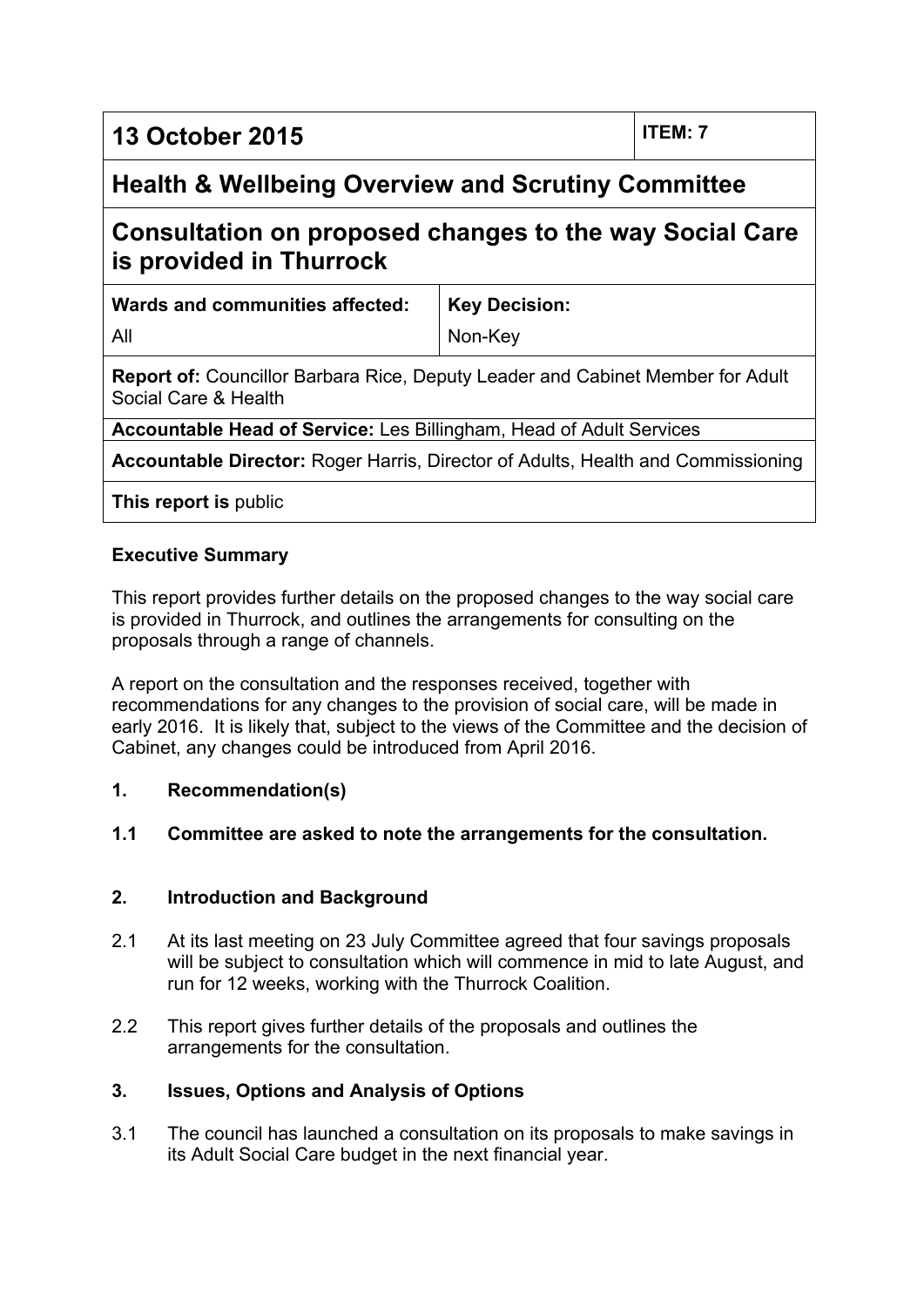| 13 October 2015 | | ITEM: 7 |
|---|---|---|
| **Health & Wellbeing Overview and Scrutiny Committee** | | |
| **Consultation on proposed changes to the way Social Care is provided in Thurrock** | | |
| **Wards and communities affected:** All | **Key Decision:** Non-Key | |
| **Report of:** Councillor Barbara Rice, Deputy Leader and Cabinet Member for Adult Social Care & Health | | |
| **Accountable Head of Service:** Les Billingham, Head of Adult Services | | |
| **Accountable Director:** Roger Harris, Director of Adults, Health and Commissioning | | |
| **This report is** public | | |

**Executive Summary**

This report provides further details on the proposed changes to the way social care is provided in Thurrock, and outlines the arrangements for consulting on the proposals through a range of channels.

A report on the consultation and the responses received, together with recommendations for any changes to the provision of social care, will be made in early 2016. It is likely that, subject to the views of the Committee and the decision of Cabinet, any changes could be introduced from April 2016.

**1. Recommendation(s)**

**1.1 Committee are asked to note the arrangements for the consultation.**

**2. Introduction and Background**

2.1 At its last meeting on 23 July Committee agreed that four savings proposals will be subject to consultation which will commence in mid to late August, and run for 12 weeks, working with the Thurrock Coalition.

2.2 This report gives further details of the proposals and outlines the arrangements for the consultation.

**3. Issues, Options and Analysis of Options**

3.1 The council has launched a consultation on its proposals to make savings in its Adult Social Care budget in the next financial year.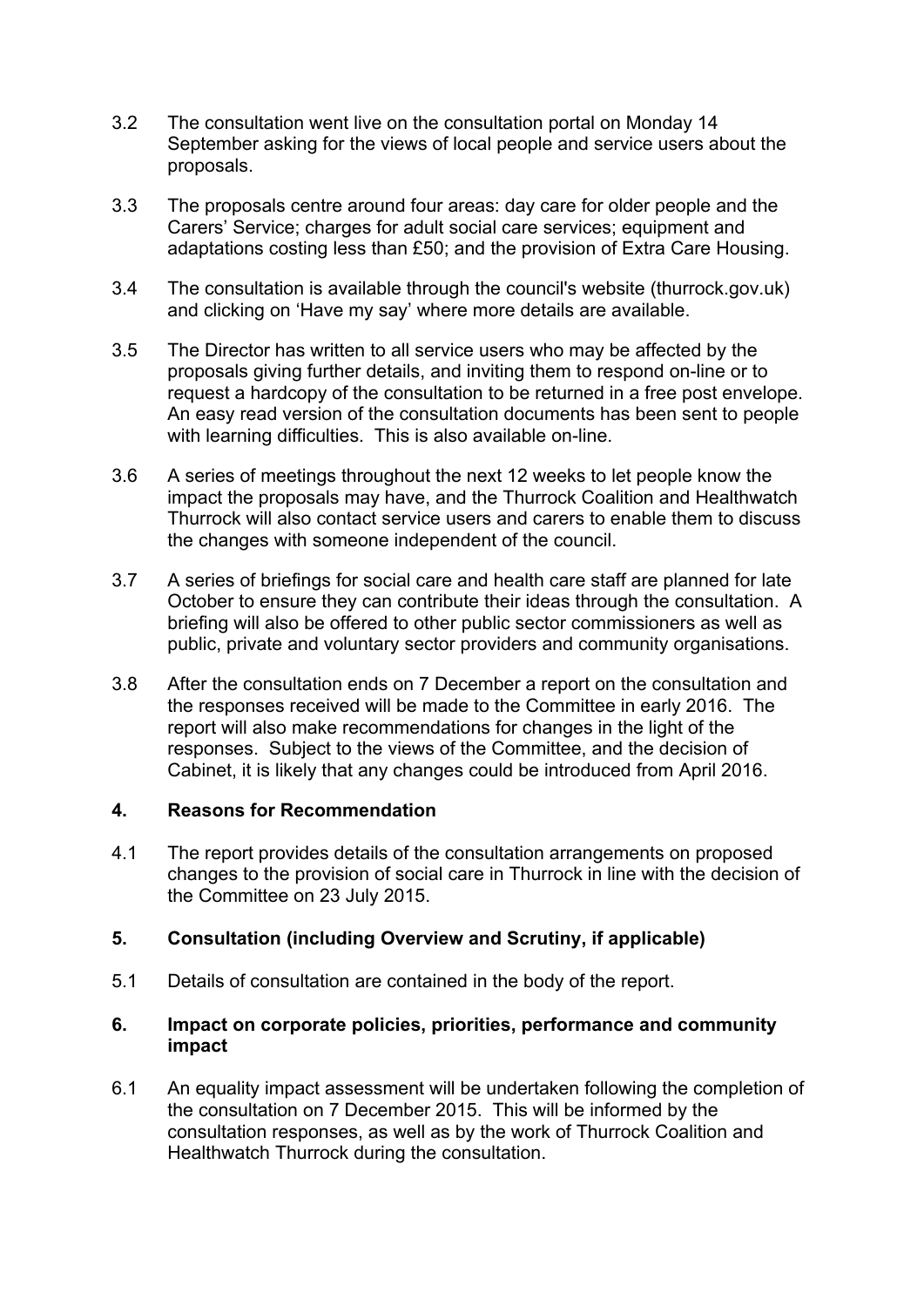3.2 The consultation went live on the consultation portal on Monday 14 September asking for the views of local people and service users about the proposals.

3.3 The proposals centre around four areas: day care for older people and the Carers' Service; charges for adult social care services; equipment and adaptations costing less than £50; and the provision of Extra Care Housing.

3.4 The consultation is available through the council's website (thurrock.gov.uk) and clicking on 'Have my say' where more details are available.

3.5 The Director has written to all service users who may be affected by the proposals giving further details, and inviting them to respond on-line or to request a hardcopy of the consultation to be returned in a free post envelope. An easy read version of the consultation documents has been sent to people with learning difficulties. This is also available on-line.

3.6 A series of meetings throughout the next 12 weeks to let people know the impact the proposals may have, and the Thurrock Coalition and Healthwatch Thurrock will also contact service users and carers to enable them to discuss the changes with someone independent of the council.

3.7 A series of briefings for social care and health care staff are planned for late October to ensure they can contribute their ideas through the consultation. A briefing will also be offered to other public sector commissioners as well as public, private and voluntary sector providers and community organisations.

3.8 After the consultation ends on 7 December a report on the consultation and the responses received will be made to the Committee in early 2016. The report will also make recommendations for changes in the light of the responses. Subject to the views of the Committee, and the decision of Cabinet, it is likely that any changes could be introduced from April 2016.

## 4. Reasons for Recommendation

4.1 The report provides details of the consultation arrangements on proposed changes to the provision of social care in Thurrock in line with the decision of the Committee on 23 July 2015.

## 5. Consultation (including Overview and Scrutiny, if applicable)

5.1 Details of consultation are contained in the body of the report.

## 6. Impact on corporate policies, priorities, performance and community impact

6.1 An equality impact assessment will be undertaken following the completion of the consultation on 7 December 2015. This will be informed by the consultation responses, as well as by the work of Thurrock Coalition and Healthwatch Thurrock during the consultation.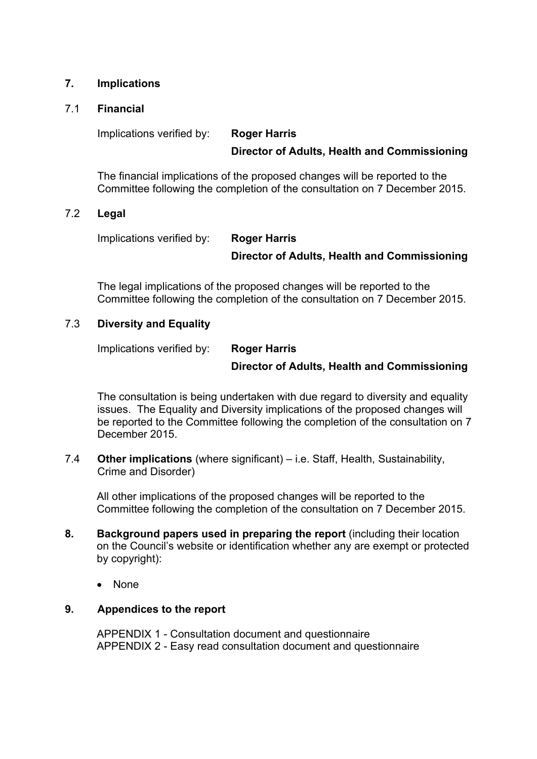## 7. Implications

### 7.1 Financial

Implications verified by: **Roger Harris**
**Director of Adults, Health and Commissioning**

The financial implications of the proposed changes will be reported to the Committee following the completion of the consultation on 7 December 2015.

### 7.2 Legal

Implications verified by: **Roger Harris**
**Director of Adults, Health and Commissioning**

The legal implications of the proposed changes will be reported to the Committee following the completion of the consultation on 7 December 2015.

### 7.3 Diversity and Equality

Implications verified by: **Roger Harris**
**Director of Adults, Health and Commissioning**

The consultation is being undertaken with due regard to diversity and equality issues. The Equality and Diversity implications of the proposed changes will be reported to the Committee following the completion of the consultation on 7 December 2015.

### 7.4 **Other implications** (where significant) – i.e. Staff, Health, Sustainability, Crime and Disorder)

All other implications of the proposed changes will be reported to the Committee following the completion of the consultation on 7 December 2015.

## 8. **Background papers used in preparing the report** (including their location on the Council's website or identification whether any are exempt or protected by copyright):

- None

## 9. Appendices to the report

APPENDIX 1 - Consultation document and questionnaire
APPENDIX 2 - Easy read consultation document and questionnaire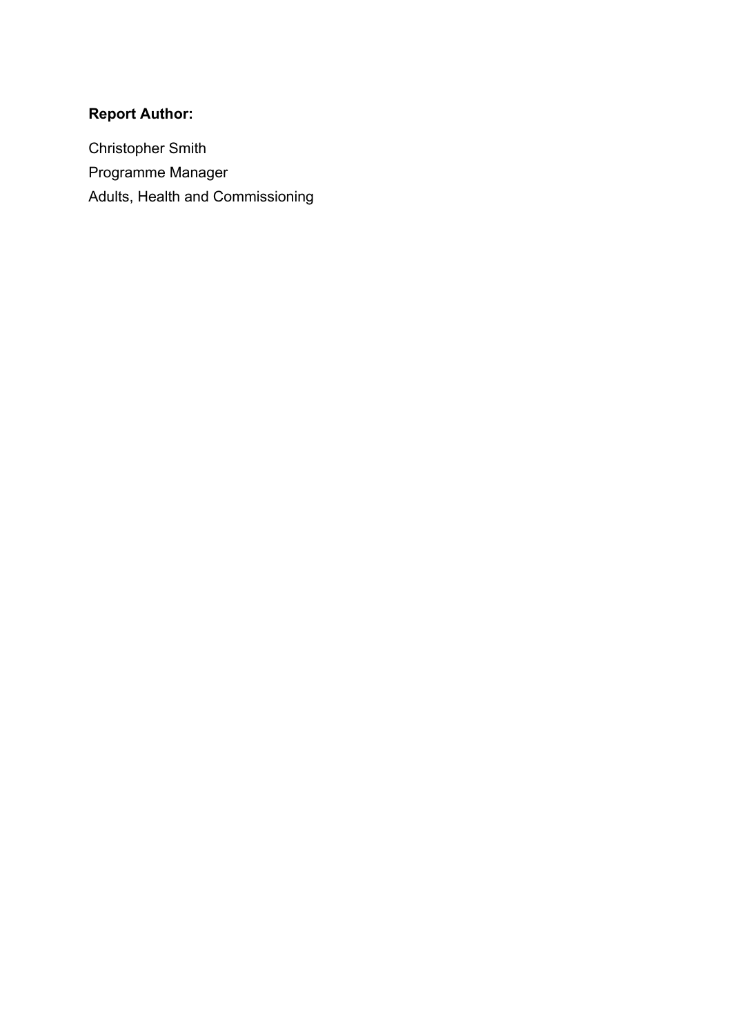**Report Author:**

Christopher Smith

Programme Manager

Adults, Health and Commissioning